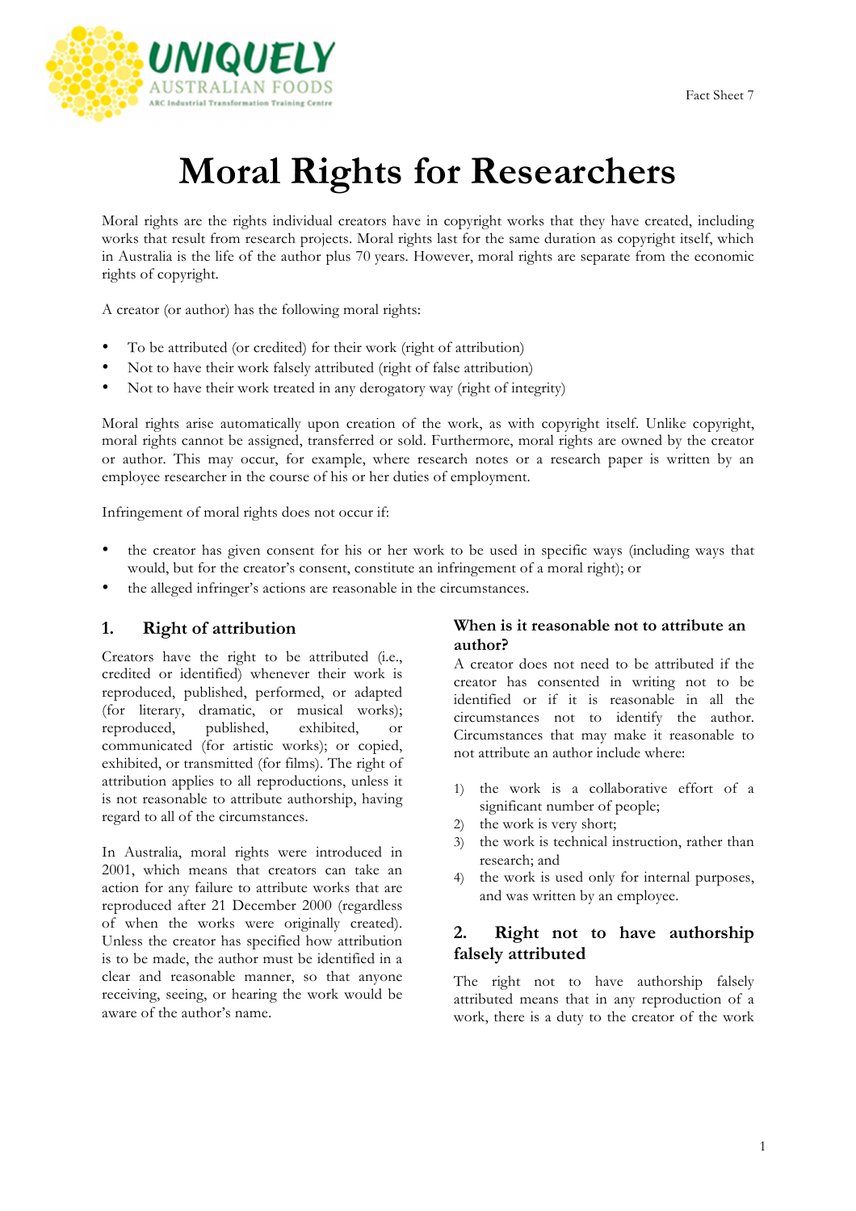Fact Sheet 7

# Moral Rights for Researchers

Moral rights are the rights individual creators have in copyright works that they have created, including works that result from research projects. Moral rights last for the same duration as copyright itself, which in Australia is the life of the author plus 70 years. However, moral rights are separate from the economic rights of copyright.

A creator (or author) has the following moral rights:

- To be attributed (or credited) for their work (right of attribution)
- Not to have their work falsely attributed (right of false attribution)
- Not to have their work treated in any derogatory way (right of integrity)

Moral rights arise automatically upon creation of the work, as with copyright itself. Unlike copyright, moral rights cannot be assigned, transferred or sold. Furthermore, moral rights are owned by the creator or author. This may occur, for example, where research notes or a research paper is written by an employee researcher in the course of his or her duties of employment.

Infringement of moral rights does not occur if:

- the creator has given consent for his or her work to be used in specific ways (including ways that would, but for the creator's consent, constitute an infringement of a moral right); or
- the alleged infringer's actions are reasonable in the circumstances.

## 1. Right of attribution

Creators have the right to be attributed (i.e., credited or identified) whenever their work is reproduced, published, performed, or adapted (for literary, dramatic, or musical works); reproduced, published, exhibited, or communicated (for artistic works); or copied, exhibited, or transmitted (for films). The right of attribution applies to all reproductions, unless it is not reasonable to attribute authorship, having regard to all of the circumstances.

In Australia, moral rights were introduced in 2001, which means that creators can take an action for any failure to attribute works that are reproduced after 21 December 2000 (regardless of when the works were originally created). Unless the creator has specified how attribution is to be made, the author must be identified in a clear and reasonable manner, so that anyone receiving, seeing, or hearing the work would be aware of the author's name.

### When is it reasonable not to attribute an author?

A creator does not need to be attributed if the creator has consented in writing not to be identified or if it is reasonable in all the circumstances not to identify the author. Circumstances that may make it reasonable to not attribute an author include where:

1) the work is a collaborative effort of a significant number of people;
2) the work is very short;
3) the work is technical instruction, rather than research; and
4) the work is used only for internal purposes, and was written by an employee.

## 2. Right not to have authorship falsely attributed

The right not to have authorship falsely attributed means that in any reproduction of a work, there is a duty to the creator of the work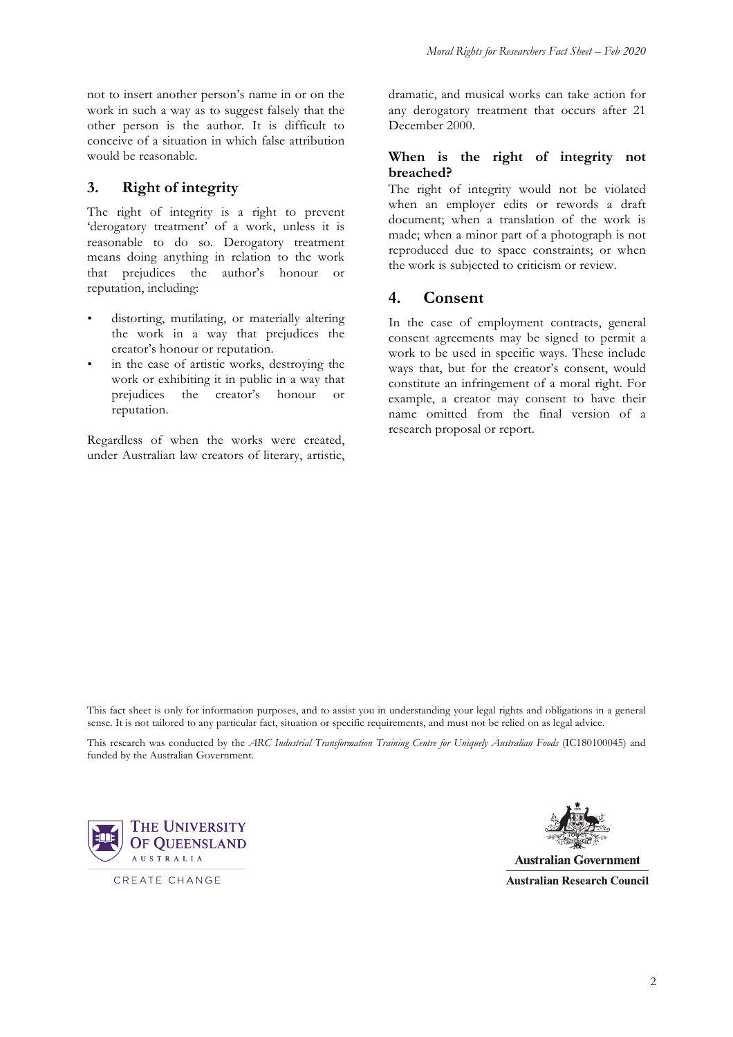not to insert another person's name in or on the work in such a way as to suggest falsely that the other person is the author. It is difficult to conceive of a situation in which false attribution would be reasonable.

## 3. Right of integrity

The right of integrity is a right to prevent 'derogatory treatment' of a work, unless it is reasonable to do so. Derogatory treatment means doing anything in relation to the work that prejudices the author's honour or reputation, including:

- distorting, mutilating, or materially altering the work in a way that prejudices the creator's honour or reputation.
- in the case of artistic works, destroying the work or exhibiting it in public in a way that prejudices the creator's honour or reputation.

Regardless of when the works were created, under Australian law creators of literary, artistic, dramatic, and musical works can take action for any derogatory treatment that occurs after 21 December 2000.

### When is the right of integrity not breached?

The right of integrity would not be violated when an employer edits or rewords a draft document; when a translation of the work is made; when a minor part of a photograph is not reproduced due to space constraints; or when the work is subjected to criticism or review.

## 4. Consent

In the case of employment contracts, general consent agreements may be signed to permit a work to be used in specific ways. These include ways that, but for the creator's consent, would constitute an infringement of a moral right. For example, a creator may consent to have their name omitted from the final version of a research proposal or report.

This fact sheet is only for information purposes, and to assist you in understanding your legal rights and obligations in a general sense. It is not tailored to any particular fact, situation or specific requirements, and must not be relied on as legal advice.

This research was conducted by the *ARC Industrial Transformation Training Centre for Uniquely Australian Foods* (IC180100045) and funded by the Australian Government.

THE UNIVERSITY OF QUEENSLAND AUSTRALIA

CREATE CHANGE

Australian Government

Australian Research Council